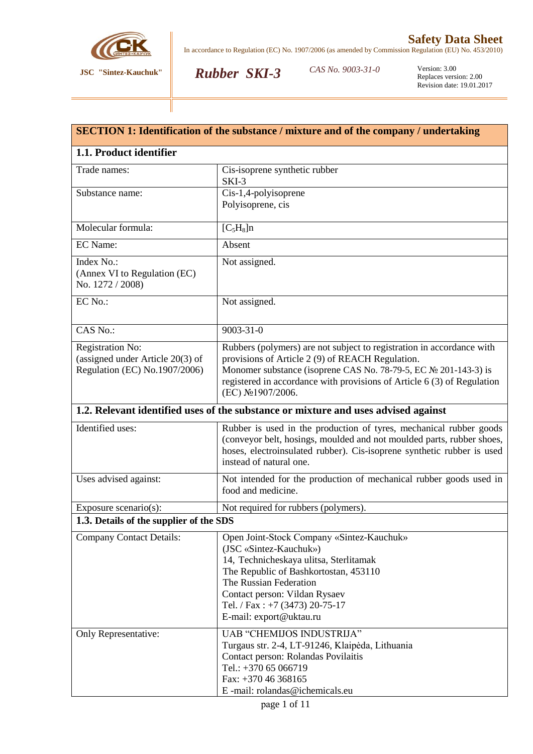**Safety Data Sheet**

In accordance to Regulation (EC) No. 1907/2006 (as amended by Commission Regulation (EU) No. 453/2010)

**JSC "Sintez-Kauchuk"** | ***Rubber SKI-3*** | *CAS No. 9003-31-0* | Version: 3.00 Replaces version: 2.00 Revision date: 19.01.2017

## SECTION 1: Identification of the substance / mixture and of the company / undertaking

### 1.1. Product identifier

| | |
|---|---|
| Trade names: | Cis-isoprene synthetic rubber<br>SKI-3 |
| Substance name: | Cis-1,4-polyisoprene<br>Polyisoprene, cis |
| Molecular formula: | $[C_5H_8]n$ |
| EC Name: | Absent |
| Index No.:<br>(Annex VI to Regulation (EC) No. 1272 / 2008) | Not assigned. |
| EC No.: | Not assigned. |
| CAS No.: | 9003-31-0 |
| Registration No:<br>(assigned under Article 20(3) of Regulation (EC) No.1907/2006) | Rubbers (polymers) are not subject to registration in accordance with provisions of Article 2 (9) of REACH Regulation.<br>Monomer substance (isoprene CAS No. 78-79-5, EC № 201-143-3) is registered in accordance with provisions of Article 6 (3) of Regulation (EC) №1907/2006. |

### 1.2. Relevant identified uses of the substance or mixture and uses advised against

| | |
|---|---|
| Identified uses: | Rubber is used in the production of tyres, mechanical rubber goods (conveyor belt, hosings, moulded and not moulded parts, rubber shoes, hoses, electroinsulated rubber). Cis-isoprene synthetic rubber is used instead of natural one. |
| Uses advised against: | Not intended for the production of mechanical rubber goods used in food and medicine. |
| Exposure scenario(s): | Not required for rubbers (polymers). |

### 1.3. Details of the supplier of the SDS

| | |
|---|---|
| Company Contact Details: | Open Joint-Stock Company «Sintez-Kauchuk»<br>(JSC «Sintez-Kauchuk»)<br>14, Technicheskaya ulitsa, Sterlitamak<br>The Republic of Bashkortostan, 453110<br>The Russian Federation<br>Contact person: Vildan Rysaev<br>Tel. / Fax : +7 (3473) 20-75-17<br>E-mail: export@uktau.ru |
| Only Representative: | UAB "CHEMIJOS INDUSTRIJA"<br>Turgaus str. 2-4, LT-91246, Klaipėda, Lithuania<br>Contact person: Rolandas Povilaitis<br>Tel.: +370 65 066719<br>Fax: +370 46 368165<br>E -mail: rolandas@ichemicals.eu |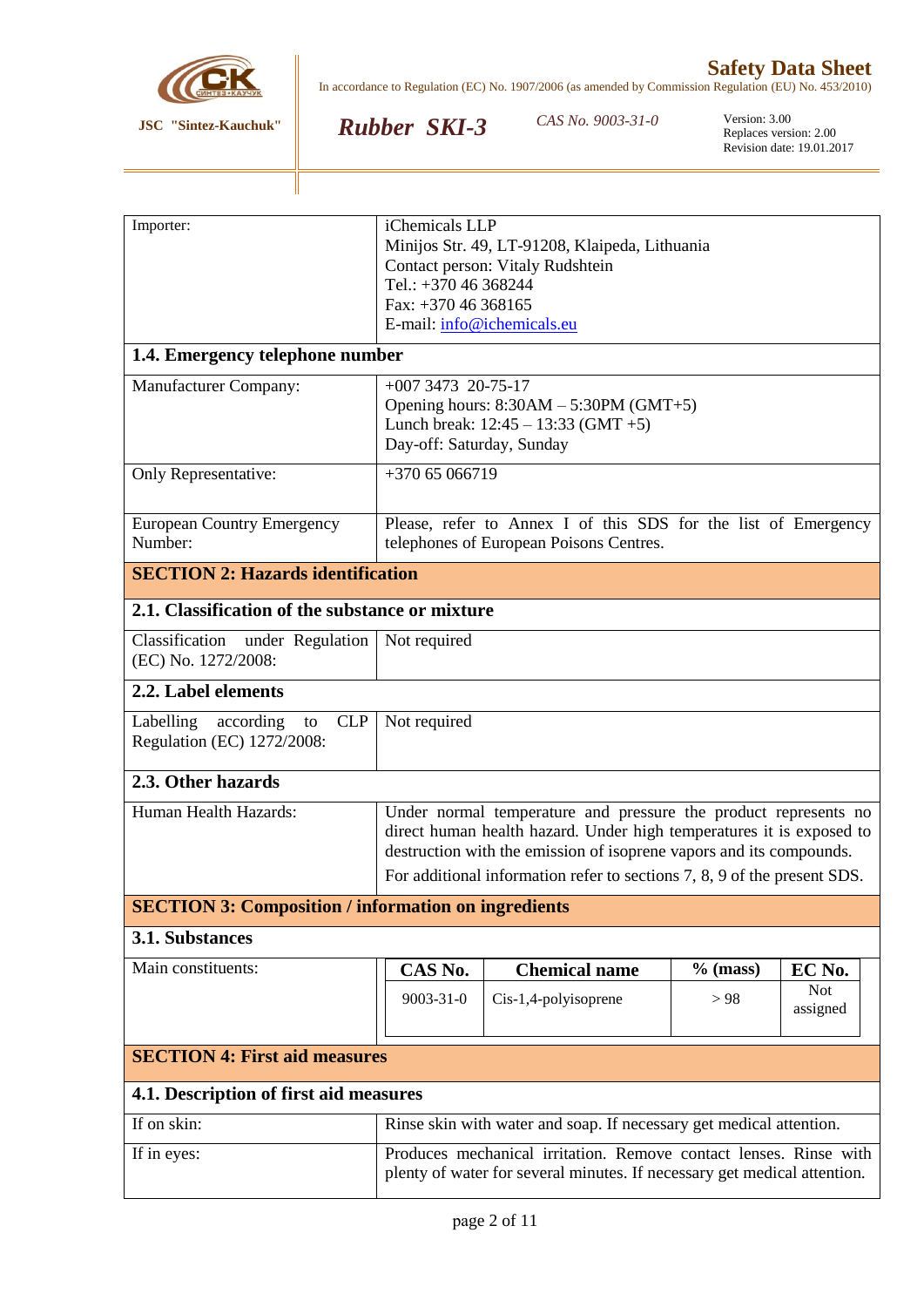| | |
|---|---|
| Importer: | iChemicals LLP<br>Minijos Str. 49, LT-91208, Klaipeda, Lithuania<br>Contact person: Vitaly Rudshtein<br>Tel.: +370 46 368244<br>Fax: +370 46 368165<br>E-mail: info@ichemicals.eu |

### 1.4. Emergency telephone number

| | |
|---|---|
| Manufacturer Company: | +007 3473 20-75-17<br>Opening hours: 8:30AM – 5:30PM (GMT+5)<br>Lunch break: 12:45 – 13:33 (GMT +5)<br>Day-off: Saturday, Sunday |
| Only Representative: | +370 65 066719 |
| European Country Emergency Number: | Please, refer to Annex I of this SDS for the list of Emergency telephones of European Poisons Centres. |

## SECTION 2: Hazards identification

### 2.1. Classification of the substance or mixture

| | |
|---|---|
| Classification under Regulation (EC) No. 1272/2008: | Not required |

### 2.2. Label elements

| | |
|---|---|
| Labelling according to CLP Regulation (EC) 1272/2008: | Not required |

### 2.3. Other hazards

| | |
|---|---|
| Human Health Hazards: | Under normal temperature and pressure the product represents no direct human health hazard. Under high temperatures it is exposed to destruction with the emission of isoprene vapors and its compounds.<br>For additional information refer to sections 7, 8, 9 of the present SDS. |

## SECTION 3: Composition / information on ingredients

### 3.1. Substances

Main constituents:

| CAS No. | Chemical name | % (mass) | EC No. |
|---|---|---|---|
| 9003-31-0 | Cis-1,4-polyisoprene | > 98 | Not assigned |

## SECTION 4: First aid measures

### 4.1. Description of first aid measures

| | |
|---|---|
| If on skin: | Rinse skin with water and soap. If necessary get medical attention. |
| If in eyes: | Produces mechanical irritation. Remove contact lenses. Rinse with plenty of water for several minutes. If necessary get medical attention. |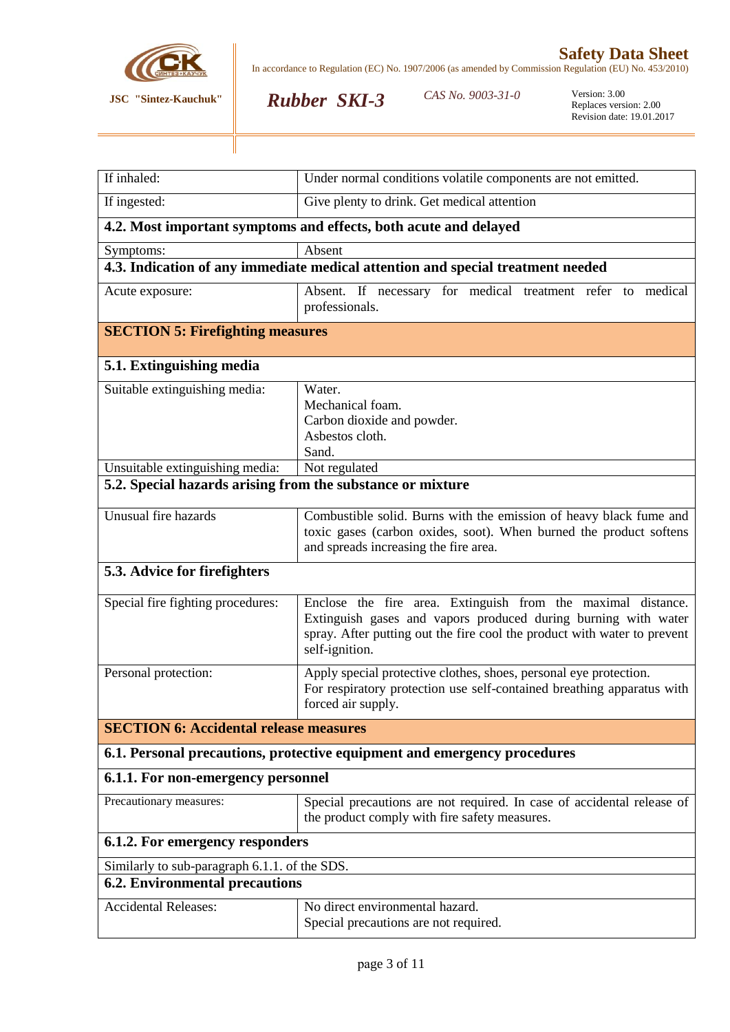| | |
|---|---|
| If inhaled: | Under normal conditions volatile components are not emitted. |
| If ingested: | Give plenty to drink. Get medical attention |

**4.2. Most important symptoms and effects, both acute and delayed**

| | |
|---|---|
| Symptoms: | Absent |

**4.3. Indication of any immediate medical attention and special treatment needed**

| | |
|---|---|
| Acute exposure: | Absent. If necessary for medical treatment refer to medical professionals. |

## SECTION 5: Firefighting measures

**5.1. Extinguishing media**

| | |
|---|---|
| Suitable extinguishing media: | Water.<br>Mechanical foam.<br>Carbon dioxide and powder.<br>Asbestos cloth.<br>Sand. |
| Unsuitable extinguishing media: | Not regulated |

**5.2. Special hazards arising from the substance or mixture**

| | |
|---|---|
| Unusual fire hazards | Combustible solid. Burns with the emission of heavy black fume and toxic gases (carbon oxides, soot). When burned the product softens and spreads increasing the fire area. |

**5.3. Advice for firefighters**

| | |
|---|---|
| Special fire fighting procedures: | Enclose the fire area. Extinguish from the maximal distance. Extinguish gases and vapors produced during burning with water spray. After putting out the fire cool the product with water to prevent self-ignition. |
| Personal protection: | Apply special protective clothes, shoes, personal eye protection.<br>For respiratory protection use self-contained breathing apparatus with forced air supply. |

## SECTION 6: Accidental release measures

**6.1. Personal precautions, protective equipment and emergency procedures**

**6.1.1. For non-emergency personnel**

| | |
|---|---|
| Precautionary measures: | Special precautions are not required. In case of accidental release of the product comply with fire safety measures. |

**6.1.2. For emergency responders**

Similarly to sub-paragraph 6.1.1. of the SDS.

**6.2. Environmental precautions**

| | |
|---|---|
| Accidental Releases: | No direct environmental hazard.<br>Special precautions are not required. |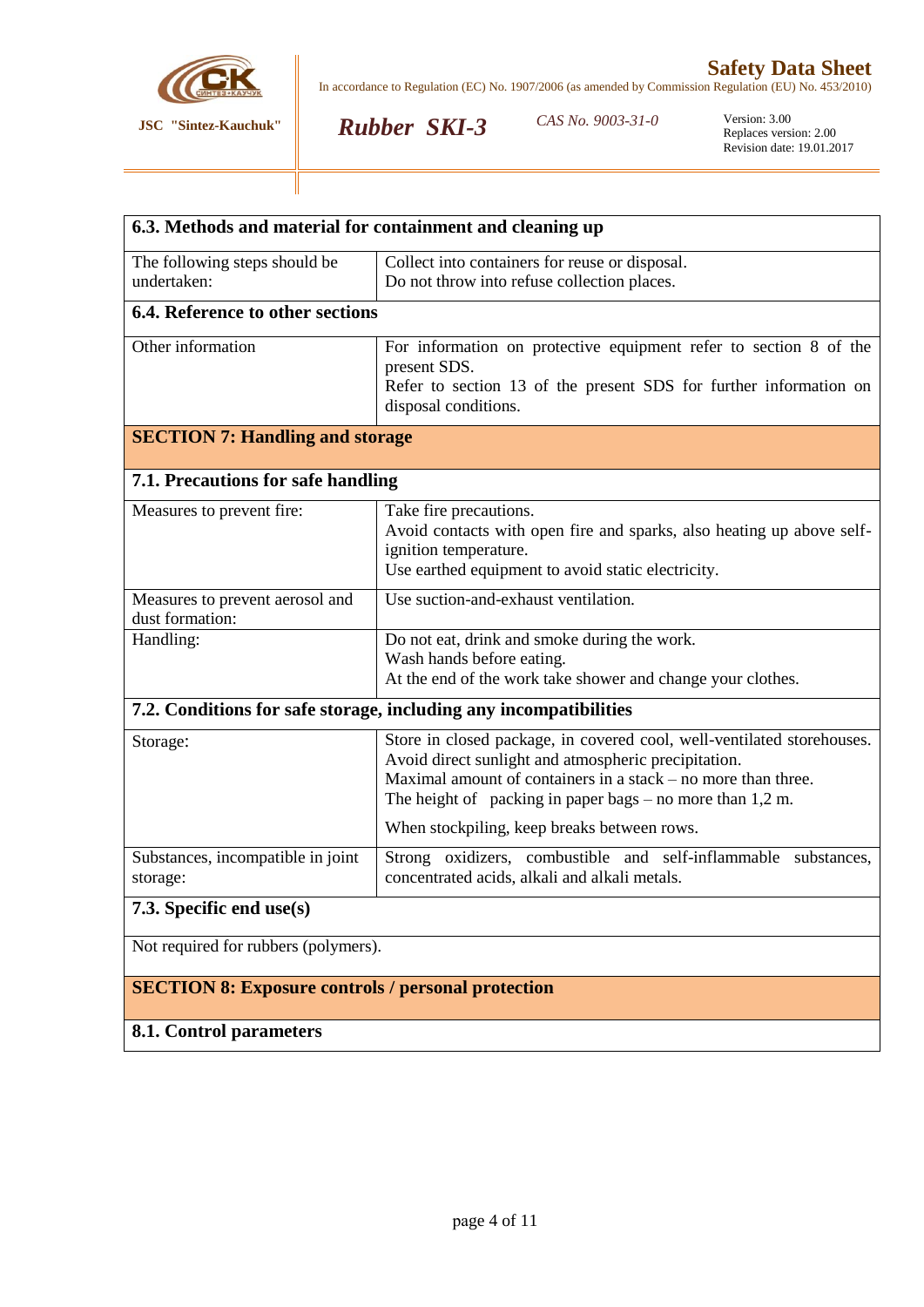### 6.3. Methods and material for containment and cleaning up

| | |
|---|---|
| The following steps should be undertaken: | Collect into containers for reuse or disposal.<br>Do not throw into refuse collection places. |

### 6.4. Reference to other sections

| | |
|---|---|
| Other information | For information on protective equipment refer to section 8 of the present SDS.<br>Refer to section 13 of the present SDS for further information on disposal conditions. |

## SECTION 7: Handling and storage

### 7.1. Precautions for safe handling

| | |
|---|---|
| Measures to prevent fire: | Take fire precautions.<br>Avoid contacts with open fire and sparks, also heating up above self-ignition temperature.<br>Use earthed equipment to avoid static electricity. |
| Measures to prevent aerosol and dust formation: | Use suction-and-exhaust ventilation. |
| Handling: | Do not eat, drink and smoke during the work.<br>Wash hands before eating.<br>At the end of the work take shower and change your clothes. |

### 7.2. Conditions for safe storage, including any incompatibilities

| | |
|---|---|
| Storage: | Store in closed package, in covered cool, well-ventilated storehouses. Avoid direct sunlight and atmospheric precipitation.<br>Maximal amount of containers in a stack – no more than three.<br>The height of packing in paper bags – no more than 1,2 m.<br>When stockpiling, keep breaks between rows. |
| Substances, incompatible in joint storage: | Strong oxidizers, combustible and self-inflammable substances, concentrated acids, alkali and alkali metals. |

### 7.3. Specific end use(s)

Not required for rubbers (polymers).

## SECTION 8: Exposure controls / personal protection

### 8.1. Control parameters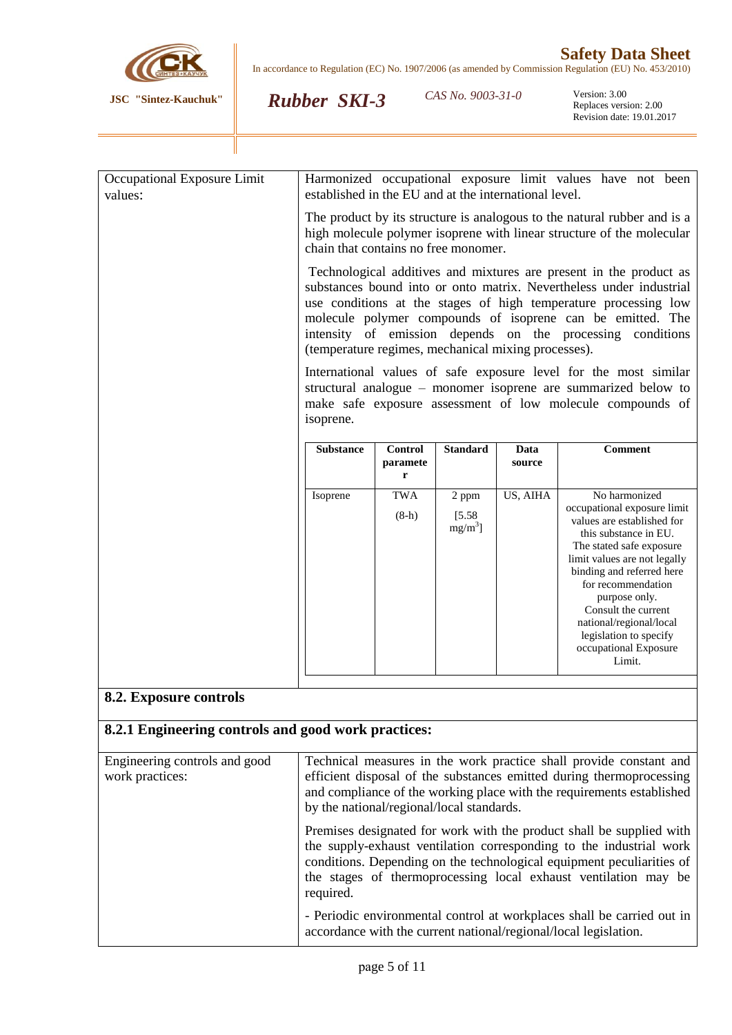| Occupational Exposure Limit values: | Harmonized occupational exposure limit values have not been established in the EU and at the international level.<br><br>The product by its structure is analogous to the natural rubber and is a high molecule polymer isoprene with linear structure of the molecular chain that contains no free monomer.<br><br>Technological additives and mixtures are present in the product as substances bound into or onto matrix. Nevertheless under industrial use conditions at the stages of high temperature processing low molecule polymer compounds of isoprene can be emitted. The intensity of emission depends on the processing conditions (temperature regimes, mechanical mixing processes).<br><br>International values of safe exposure level for the most similar structural analogue – monomer isoprene are summarized below to make safe exposure assessment of low molecule compounds of isoprene. |
|---|---|

| Substance | Control parameter | Standard | Data source | Comment |
|---|---|---|---|---|
| Isoprene | TWA (8-h) | 2 ppm [5.58 $mg/m^3$] | US, AIHA | No harmonized occupational exposure limit values are established for this substance in EU. The stated safe exposure limit values are not legally binding and referred here for recommendation purpose only. Consult the current national/regional/local legislation to specify occupational Exposure Limit. |

## 8.2. Exposure controls

### 8.2.1 Engineering controls and good work practices:

| Engineering controls and good work practices: | Technical measures in the work practice shall provide constant and efficient disposal of the substances emitted during thermoprocessing and compliance of the working place with the requirements established by the national/regional/local standards.<br><br>Premises designated for work with the product shall be supplied with the supply-exhaust ventilation corresponding to the industrial work conditions. Depending on the technological equipment peculiarities of the stages of thermoprocessing local exhaust ventilation may be required.<br><br>- Periodic environmental control at workplaces shall be carried out in accordance with the current national/regional/local legislation. |
|---|---|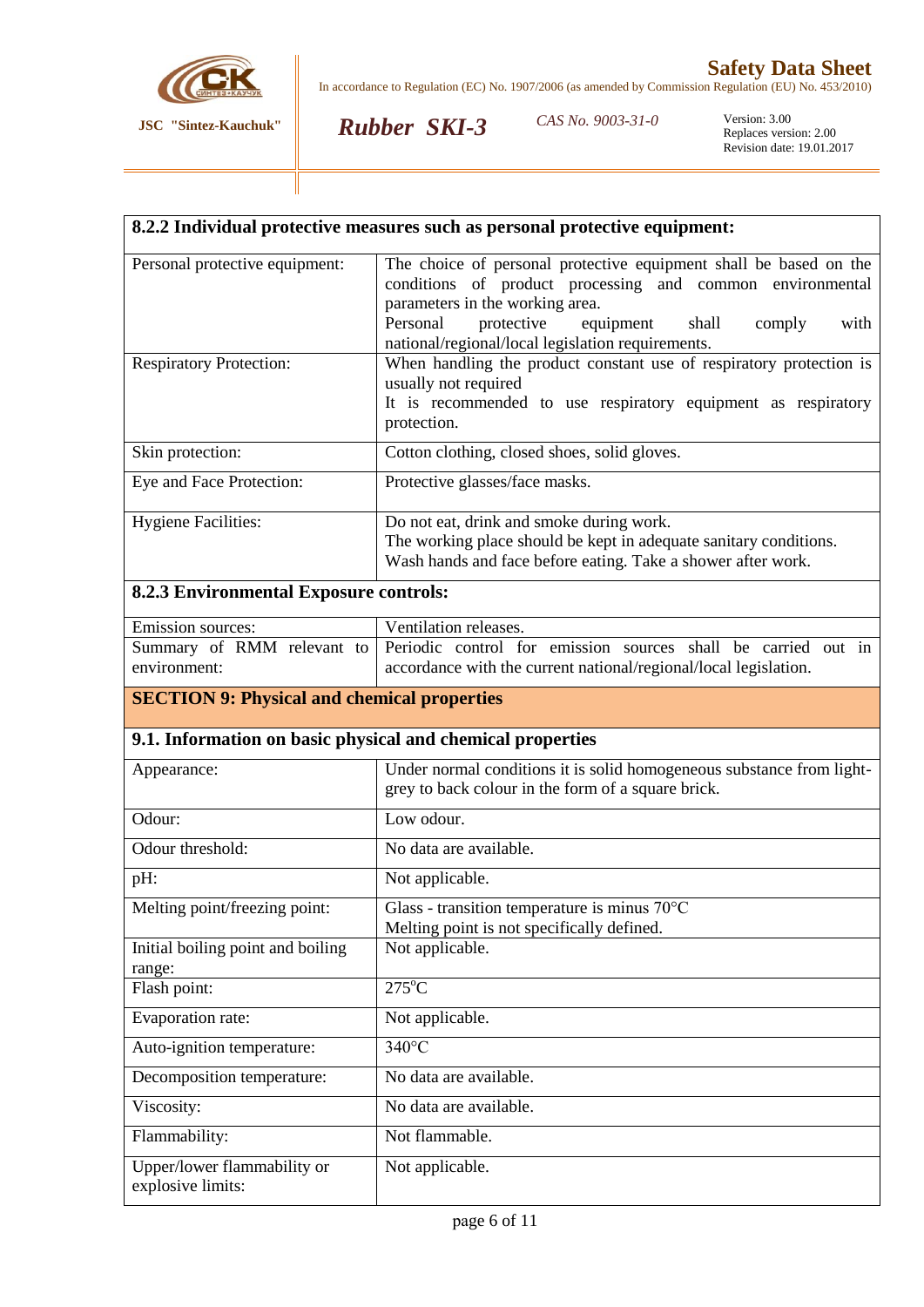## 8.2.2 Individual protective measures such as personal protective equipment:

| | |
|---|---|
| Personal protective equipment: | The choice of personal protective equipment shall be based on the conditions of product processing and common environmental parameters in the working area.<br>Personal protective equipment shall comply with national/regional/local legislation requirements. |
| Respiratory Protection: | When handling the product constant use of respiratory protection is usually not required<br>It is recommended to use respiratory equipment as respiratory protection. |
| Skin protection: | Cotton clothing, closed shoes, solid gloves. |
| Eye and Face Protection: | Protective glasses/face masks. |
| Hygiene Facilities: | Do not eat, drink and smoke during work.<br>The working place should be kept in adequate sanitary conditions.<br>Wash hands and face before eating. Take a shower after work. |

## 8.2.3 Environmental Exposure controls:

| | |
|---|---|
| Emission sources: | Ventilation releases. |
| Summary of RMM relevant to environment: | Periodic control for emission sources shall be carried out in accordance with the current national/regional/local legislation. |

# SECTION 9: Physical and chemical properties

## 9.1. Information on basic physical and chemical properties

| | |
|---|---|
| Appearance: | Under normal conditions it is solid homogeneous substance from light-grey to back colour in the form of a square brick. |
| Odour: | Low odour. |
| Odour threshold: | No data are available. |
| pH: | Not applicable. |
| Melting point/freezing point: | Glass - transition temperature is minus 70°C<br>Melting point is not specifically defined. |
| Initial boiling point and boiling range: | Not applicable. |
| Flash point: | 275°C |
| Evaporation rate: | Not applicable. |
| Auto-ignition temperature: | 340°C |
| Decomposition temperature: | No data are available. |
| Viscosity: | No data are available. |
| Flammability: | Not flammable. |
| Upper/lower flammability or explosive limits: | Not applicable. |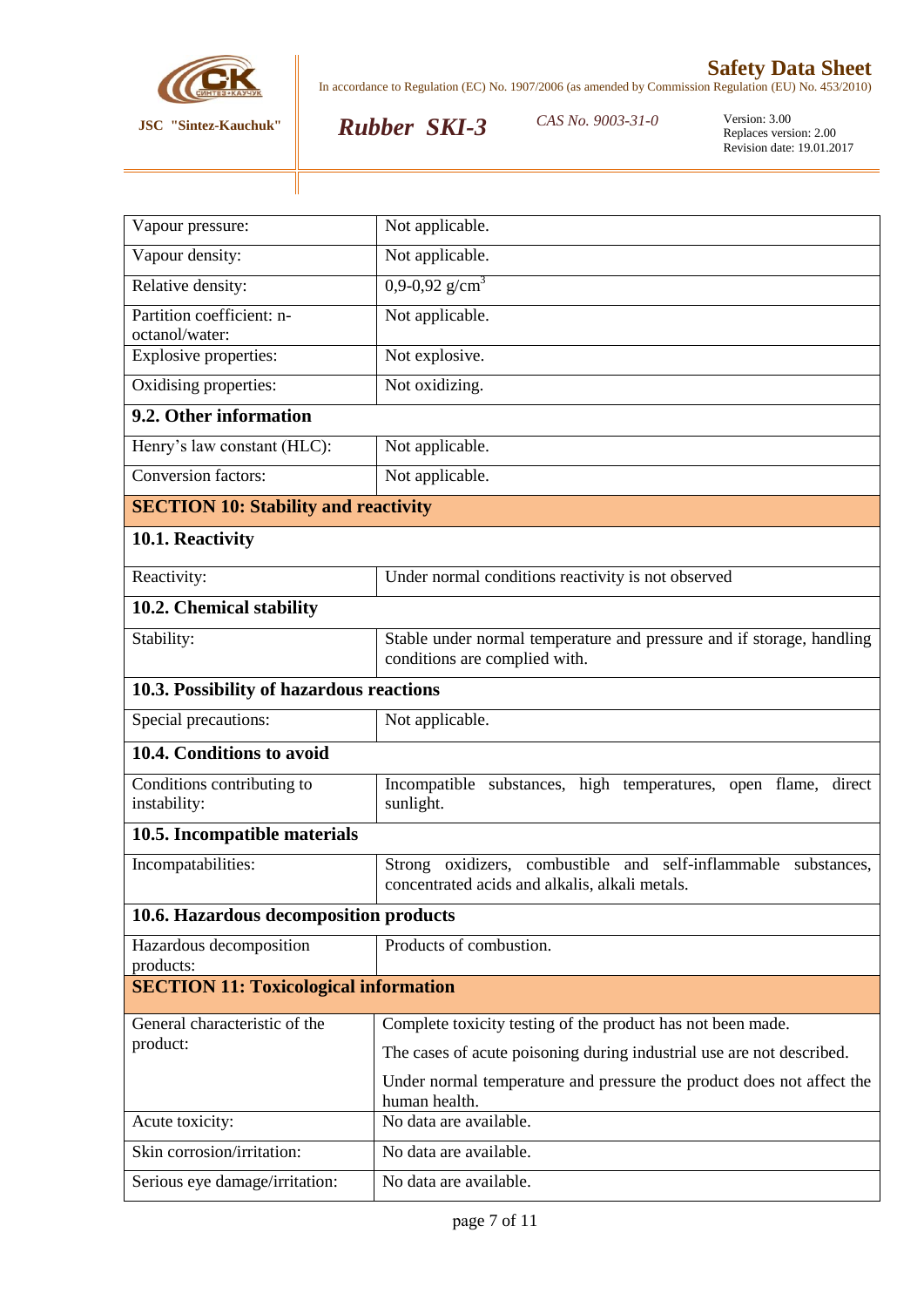| | |
|---|---|
| Vapour pressure: | Not applicable. |
| Vapour density: | Not applicable. |
| Relative density: | 0,9-0,92 g/cm$^3$ |
| Partition coefficient: n-octanol/water: | Not applicable. |
| Explosive properties: | Not explosive. |
| Oxidising properties: | Not oxidizing. |

### 9.2. Other information

| | |
|---|---|
| Henry's law constant (HLC): | Not applicable. |
| Conversion factors: | Not applicable. |

## SECTION 10: Stability and reactivity

### 10.1. Reactivity

| | |
|---|---|
| Reactivity: | Under normal conditions reactivity is not observed |

### 10.2. Chemical stability

| | |
|---|---|
| Stability: | Stable under normal temperature and pressure and if storage, handling conditions are complied with. |

### 10.3. Possibility of hazardous reactions

| | |
|---|---|
| Special precautions: | Not applicable. |

### 10.4. Conditions to avoid

| | |
|---|---|
| Conditions contributing to instability: | Incompatible substances, high temperatures, open flame, direct sunlight. |

### 10.5. Incompatible materials

| | |
|---|---|
| Incompatabilities: | Strong oxidizers, combustible and self-inflammable substances, concentrated acids and alkalis, alkali metals. |

### 10.6. Hazardous decomposition products

| | |
|---|---|
| Hazardous decomposition products: | Products of combustion. |

## SECTION 11: Toxicological information

| | |
|---|---|
| General characteristic of the product: | Complete toxicity testing of the product has not been made.<br>The cases of acute poisoning during industrial use are not described.<br>Under normal temperature and pressure the product does not affect the human health. |
| Acute toxicity: | No data are available. |
| Skin corrosion/irritation: | No data are available. |
| Serious eye damage/irritation: | No data are available. |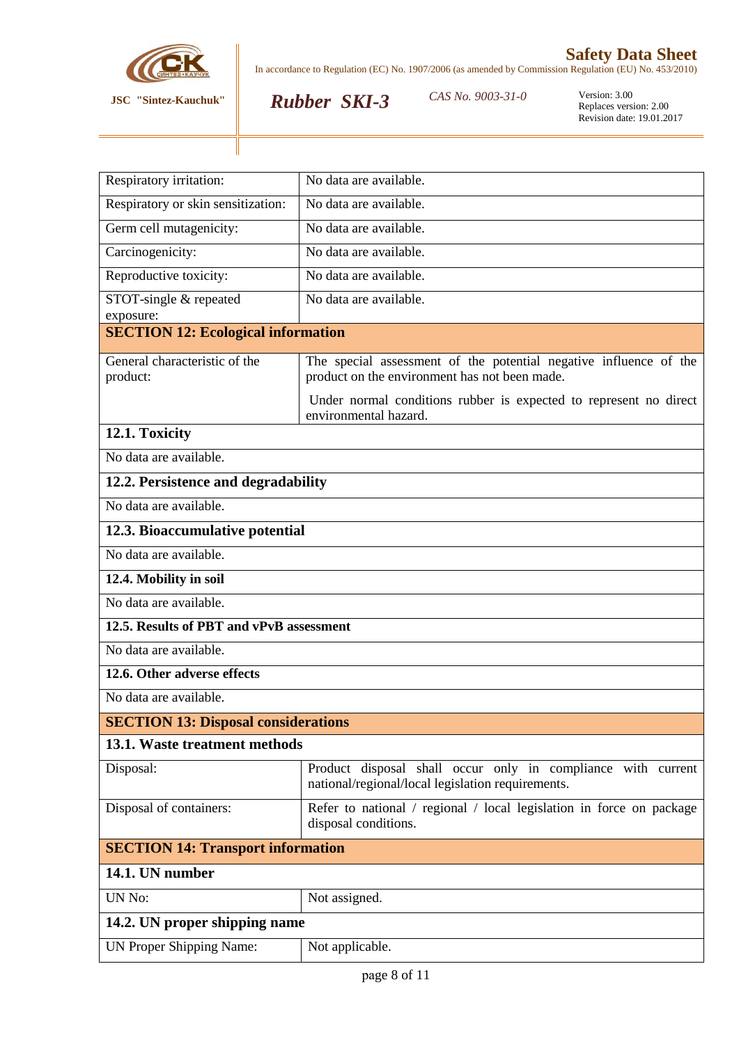| | |
|---|---|
| Respiratory irritation: | No data are available. |
| Respiratory or skin sensitization: | No data are available. |
| Germ cell mutagenicity: | No data are available. |
| Carcinogenicity: | No data are available. |
| Reproductive toxicity: | No data are available. |
| STOT-single & repeated exposure: | No data are available. |

## SECTION 12: Ecological information

| | |
|---|---|
| General characteristic of the product: | The special assessment of the potential negative influence of the product on the environment has not been made.<br>Under normal conditions rubber is expected to represent no direct environmental hazard. |

### 12.1. Toxicity

No data are available.

### 12.2. Persistence and degradability

No data are available.

### 12.3. Bioaccumulative potential

No data are available.

### 12.4. Mobility in soil

No data are available.

### 12.5. Results of PBT and vPvB assessment

No data are available.

### 12.6. Other adverse effects

No data are available.

## SECTION 13: Disposal considerations

### 13.1. Waste treatment methods

| | |
|---|---|
| Disposal: | Product disposal shall occur only in compliance with current national/regional/local legislation requirements. |
| Disposal of containers: | Refer to national / regional / local legislation in force on package disposal conditions. |

## SECTION 14: Transport information

### 14.1. UN number

| | |
|---|---|
| UN No: | Not assigned. |

### 14.2. UN proper shipping name

| | |
|---|---|
| UN Proper Shipping Name: | Not applicable. |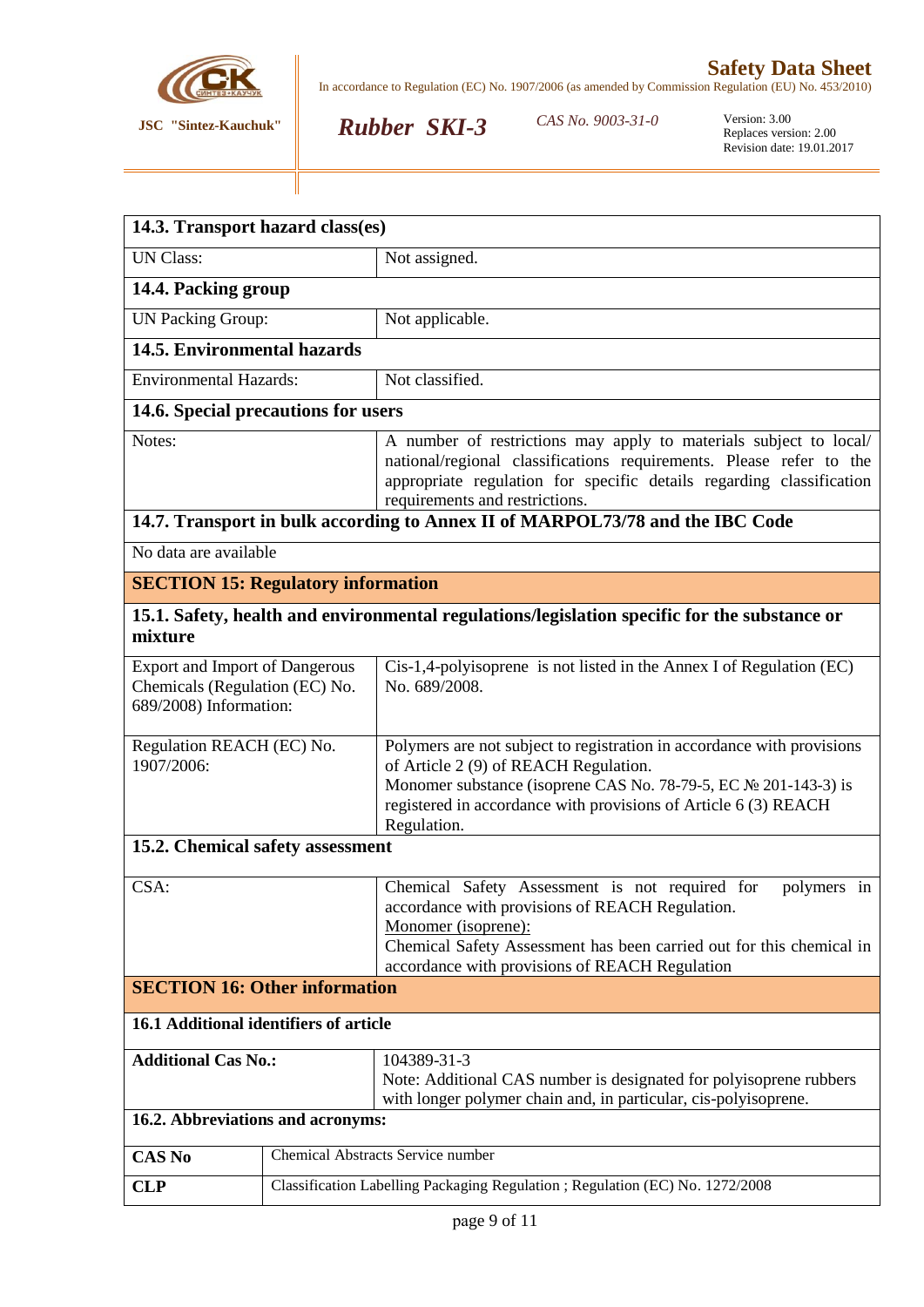| **14.3. Transport hazard class(es)** | |
|---|---|
| UN Class: | Not assigned. |
| **14.4. Packing group** | |
| UN Packing Group: | Not applicable. |
| **14.5. Environmental hazards** | |
| Environmental Hazards: | Not classified. |
| **14.6. Special precautions for users** | |
| Notes: | A number of restrictions may apply to materials subject to local/ national/regional classifications requirements. Please refer to the appropriate regulation for specific details regarding classification requirements and restrictions. |
| **14.7. Transport in bulk according to Annex II of MARPOL73/78 and the IBC Code** | |
| No data are available | |

## SECTION 15: Regulatory information

| **15.1. Safety, health and environmental regulations/legislation specific for the substance or mixture** | |
|---|---|
| Export and Import of Dangerous Chemicals (Regulation (EC) No. 689/2008) Information: | Cis-1,4-polyisoprene is not listed in the Annex I of Regulation (EC) No. 689/2008. |
| Regulation REACH (EC) No. 1907/2006: | Polymers are not subject to registration in accordance with provisions of Article 2 (9) of REACH Regulation. Monomer substance (isoprene CAS No. 78-79-5, EC № 201-143-3) is registered in accordance with provisions of Article 6 (3) REACH Regulation. |
| **15.2. Chemical safety assessment** | |
| CSA: | Chemical Safety Assessment is not required for polymers in accordance with provisions of REACH Regulation. Monomer (isoprene): Chemical Safety Assessment has been carried out for this chemical in accordance with provisions of REACH Regulation |

## SECTION 16: Other information

| **16.1 Additional identifiers of article** | |
|---|---|
| **Additional Cas No.:** | 104389-31-3 Note: Additional CAS number is designated for polyisoprene rubbers with longer polymer chain and, in particular, cis-polyisoprene. |

**16.2. Abbreviations and acronyms:**

| | |
|---|---|
| **CAS No** | Chemical Abstracts Service number |
| **CLP** | Classification Labelling Packaging Regulation ; Regulation (EC) No. 1272/2008 |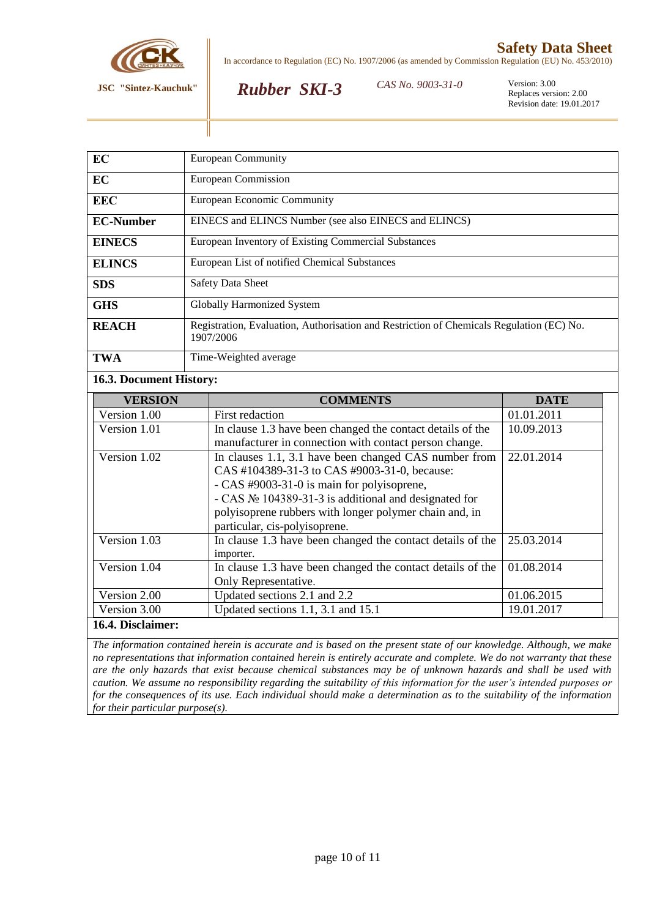| | |
|---|---|
| **EC** | European Community |
| **EC** | European Commission |
| **EEC** | European Economic Community |
| **EC-Number** | EINECS and ELINCS Number (see also EINECS and ELINCS) |
| **EINECS** | European Inventory of Existing Commercial Substances |
| **ELINCS** | European List of notified Chemical Substances |
| **SDS** | Safety Data Sheet |
| **GHS** | Globally Harmonized System |
| **REACH** | Registration, Evaluation, Authorisation and Restriction of Chemicals Regulation (EC) No. 1907/2006 |
| **TWA** | Time-Weighted average |

**16.3. Document History:**

| VERSION | COMMENTS | DATE |
|---|---|---|
| Version 1.00 | First redaction | 01.01.2011 |
| Version 1.01 | In clause 1.3 have been changed the contact details of the manufacturer in connection with contact person change. | 10.09.2013 |
| Version 1.02 | In clauses 1.1, 3.1 have been changed CAS number from CAS #104389-31-3 to CAS #9003-31-0, because:<br>- CAS #9003-31-0 is main for polyisoprene,<br>- CAS № 104389-31-3 is additional and designated for polyisoprene rubbers with longer polymer chain and, in particular, cis-polyisoprene. | 22.01.2014 |
| Version 1.03 | In clause 1.3 have been changed the contact details of the importer. | 25.03.2014 |
| Version 1.04 | In clause 1.3 have been changed the contact details of the Only Representative. | 01.08.2014 |
| Version 2.00 | Updated sections 2.1 and 2.2 | 01.06.2015 |
| Version 3.00 | Updated sections 1.1, 3.1 and 15.1 | 19.01.2017 |

**16.4. Disclaimer:**

*The information contained herein is accurate and is based on the present state of our knowledge. Although, we make no representations that information contained herein is entirely accurate and complete. We do not warranty that these are the only hazards that exist because chemical substances may be of unknown hazards and shall be used with caution. We assume no responsibility regarding the suitability of this information for the user's intended purposes or for the consequences of its use. Each individual should make a determination as to the suitability of the information for their particular purpose(s).*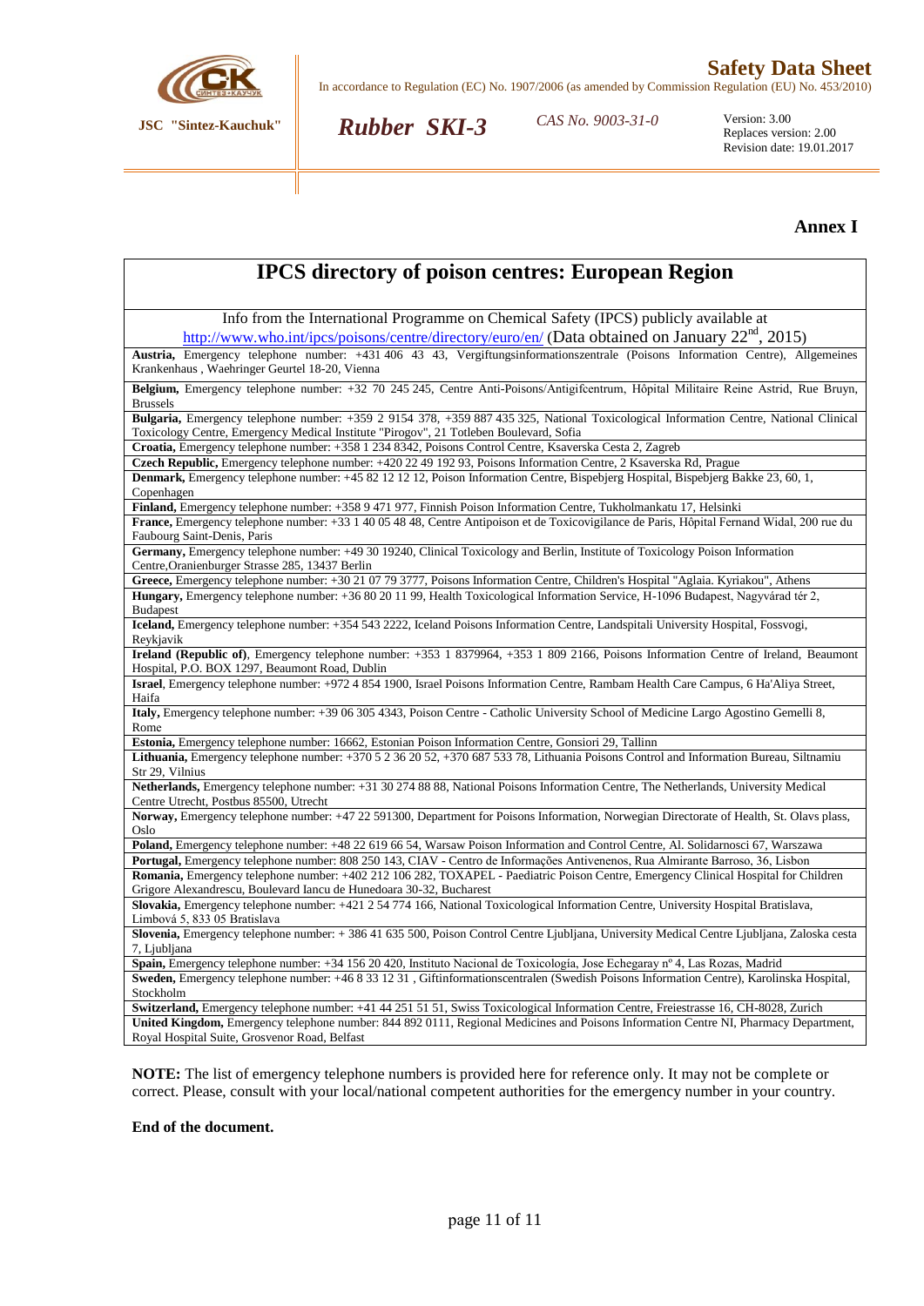## Annex I

# IPCS directory of poison centres: European Region

Info from the International Programme on Chemical Safety (IPCS) publicly available at http://www.who.int/ipcs/poisons/centre/directory/euro/en/ (Data obtained on January 22nd, 2015)

**Austria,** Emergency telephone number: +431 406 43 43, Vergiftungsinformationszentrale (Poisons Information Centre), Allgemeines Krankenhaus , Waehringer Geurtel 18-20, Vienna

**Belgium,** Emergency telephone number: +32 70 245 245, Centre Anti-Poisons/Antigifcentrum, Hôpital Militaire Reine Astrid, Rue Bruyn, Brussels

**Bulgaria,** Emergency telephone number: +359 2 9154 378, +359 887 435 325, National Toxicological Information Centre, National Clinical Toxicology Centre, Emergency Medical Institute "Pirogov", 21 Totleben Boulevard, Sofia

**Croatia,** Emergency telephone number: +358 1 234 8342, Poisons Control Centre, Ksaverska Cesta 2, Zagreb

**Czech Republic,** Emergency telephone number: +420 22 49 192 93, Poisons Information Centre, 2 Ksaverska Rd, Prague

**Denmark,** Emergency telephone number: +45 82 12 12 12, Poison Information Centre, Bispebjerg Hospital, Bispebjerg Bakke 23, 60, 1, Copenhagen

**Finland,** Emergency telephone number: +358 9 471 977, Finnish Poison Information Centre, Tukholmankatu 17, Helsinki

**France,** Emergency telephone number: +33 1 40 05 48 48, Centre Antipoison et de Toxicovigilance de Paris, Hôpital Fernand Widal, 200 rue du Faubourg Saint-Denis, Paris

**Germany,** Emergency telephone number: +49 30 19240, Clinical Toxicology and Berlin, Institute of Toxicology Poison Information Centre,Oranienburger Strasse 285, 13437 Berlin

**Greece,** Emergency telephone number: +30 21 07 79 3777, Poisons Information Centre, Children's Hospital "Aglaia. Kyriakou", Athens

**Hungary,** Emergency telephone number: +36 80 20 11 99, Health Toxicological Information Service, H-1096 Budapest, Nagyvárad tér 2, Budapest

**Iceland,** Emergency telephone number: +354 543 2222, Iceland Poisons Information Centre, Landspitali University Hospital, Fossvogi, Reykjavik

**Ireland (Republic of)**, Emergency telephone number: +353 1 8379964, +353 1 809 2166, Poisons Information Centre of Ireland, Beaumont Hospital, P.O. BOX 1297, Beaumont Road, Dublin

**Israel**, Emergency telephone number: +972 4 854 1900, Israel Poisons Information Centre, Rambam Health Care Campus, 6 Ha'Aliya Street, Haifa

**Italy,** Emergency telephone number: +39 06 305 4343, Poison Centre - Catholic University School of Medicine Largo Agostino Gemelli 8, Rome

**Estonia,** Emergency telephone number: 16662, Estonian Poison Information Centre, Gonsiori 29, Tallinn

**Lithuania,** Emergency telephone number: +370 5 2 36 20 52, +370 687 533 78, Lithuania Poisons Control and Information Bureau, Siltnamiu Str 29, Vilnius

**Netherlands,** Emergency telephone number: +31 30 274 88 88, National Poisons Information Centre, The Netherlands, University Medical Centre Utrecht, Postbus 85500, Utrecht

**Norway,** Emergency telephone number: +47 22 591300, Department for Poisons Information, Norwegian Directorate of Health, St. Olavs plass, Oslo

**Poland,** Emergency telephone number: +48 22 619 66 54, Warsaw Poison Information and Control Centre, Al. Solidarnosci 67, Warszawa

**Portugal,** Emergency telephone number: 808 250 143, CIAV - Centro de Informações Antivenenos, Rua Almirante Barroso, 36, Lisbon

**Romania,** Emergency telephone number: +402 212 106 282, TOXAPEL - Paediatric Poison Centre, Emergency Clinical Hospital for Children Grigore Alexandrescu, Boulevard Iancu de Hunedoara 30-32, Bucharest

**Slovakia,** Emergency telephone number: +421 2 54 774 166, National Toxicological Information Centre, University Hospital Bratislava, Limbová 5, 833 05 Bratislava

**Slovenia,** Emergency telephone number: + 386 41 635 500, Poison Control Centre Ljubljana, University Medical Centre Ljubljana, Zaloska cesta 7, Ljubljana

**Spain,** Emergency telephone number: +34 156 20 420, Instituto Nacional de Toxicología, Jose Echegaray nº 4, Las Rozas, Madrid

**Sweden,** Emergency telephone number: +46 8 33 12 31 , Giftinformationscentralen (Swedish Poisons Information Centre), Karolinska Hospital, Stockholm

**Switzerland,** Emergency telephone number: +41 44 251 51 51, Swiss Toxicological Information Centre, Freiestrasse 16, CH-8028, Zurich

**United Kingdom,** Emergency telephone number: 844 892 0111, Regional Medicines and Poisons Information Centre NI, Pharmacy Department, Royal Hospital Suite, Grosvenor Road, Belfast

**NOTE:** The list of emergency telephone numbers is provided here for reference only. It may not be complete or correct. Please, consult with your local/national competent authorities for the emergency number in your country.

**End of the document.**